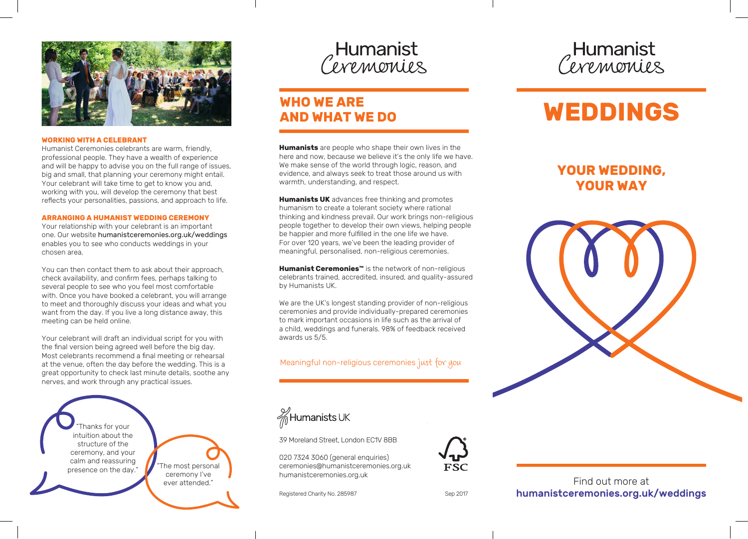## WORKING WITH A CELEBRANT

Humanist Ceremonies celebrants are warm, friendly, professional people. They have a wealth of experience and will be happy to advise you on the full range of issues, big and small, that planning your ceremony might entail. Your celebrant will take time to get to know you and, working with you, will develop the ceremony that best reflects your personalities, passions, and approach to life.

## ARRANGING A HUMANIST WEDDING CEREMONY

Your relationship with your celebrant is an important one. Our website humanistceremonies.org.uk/weddings enables you to see who conducts weddings in your chosen area.

You can then contact them to ask about their approach, check availability, and confirm fees, perhaps talking to several people to see who you feel most comfortable with. Once you have booked a celebrant, you will arrange to meet and thoroughly discuss your ideas and what you want from the day. If you live a long distance away, this meeting can be held online.

Your celebrant will draft an individual script for you with the final version being agreed well before the big day. Most celebrants recommend a final meeting or rehearsal at the venue, often the day before the wedding. This is a great opportunity to check last minute details, soothe any nerves, and work through any practical issues.

"Thanks for your intuition about the structure of the ceremony, and your calm and reassuring presence on the day."

"The most personal ceremony I've ever attended."

Humanist Ceremonies

# WHO WE ARE AND WHAT WE DO

**Humanists** are people who shape their own lives in the here and now, because we believe it's the only life we have. We make sense of the world through logic, reason, and evidence, and always seek to treat those around us with warmth, understanding, and respect.

**Humanists UK** advances free thinking and promotes humanism to create a tolerant society where rational thinking and kindness prevail. Our work brings non-religious people together to develop their own views, helping people be happier and more fulfilled in the one life we have. For over 120 years, we've been the leading provider of meaningful, personalised, non-religious ceremonies.

**Humanist Ceremonies™** is the network of non-religious celebrants trained, accredited, insured, and quality-assured by Humanists UK.

We are the UK's longest standing provider of non-religious ceremonies and provide individually-prepared ceremonies to mark important occasions in life such as the arrival of a child, weddings and funerals. 98% of feedback received awards us 5/5.

Meaningful non-religious ceremonies *just for you*

Humanists UK

39 Moreland Street, London EC1V 8BB

020 7324 3060 (general enquiries)
ceremonies@humanistceremonies.org.uk
humanistceremonies.org.uk

FSC

Registered Charity No. 285987

Sep 2017

Humanist Ceremonies

# WEDDINGS

## YOUR WEDDING, YOUR WAY

Find out more at
**humanistceremonies.org.uk/weddings**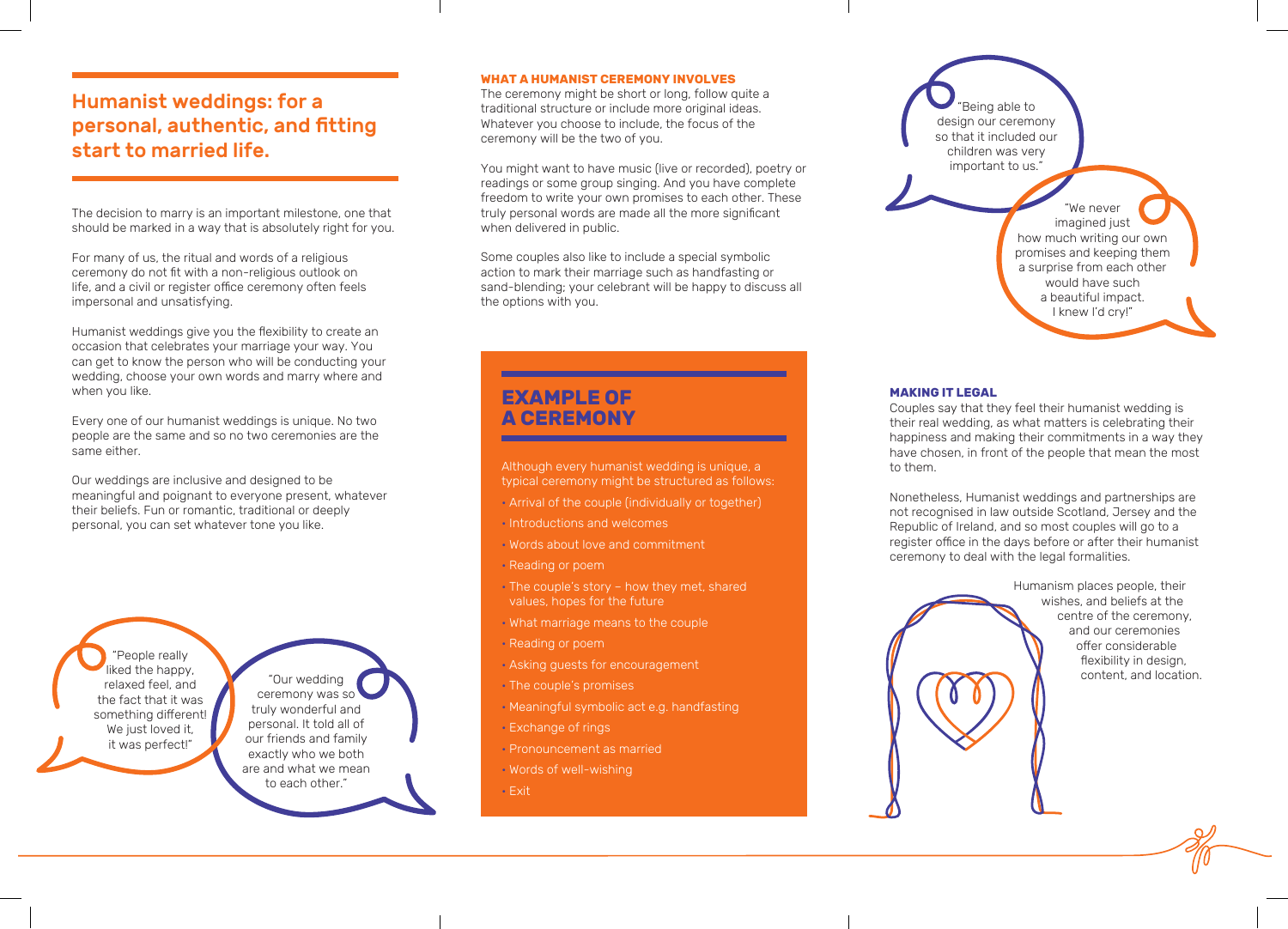## Humanist weddings: for a personal, authentic, and fitting start to married life.

The decision to marry is an important milestone, one that should be marked in a way that is absolutely right for you.

For many of us, the ritual and words of a religious ceremony do not fit with a non-religious outlook on life, and a civil or register office ceremony often feels impersonal and unsatisfying.

Humanist weddings give you the flexibility to create an occasion that celebrates your marriage your way. You can get to know the person who will be conducting your wedding, choose your own words and marry where and when you like.

Every one of our humanist weddings is unique. No two people are the same and so no two ceremonies are the same either.

Our weddings are inclusive and designed to be meaningful and poignant to everyone present, whatever their beliefs. Fun or romantic, traditional or deeply personal, you can set whatever tone you like.

"People really liked the happy, relaxed feel, and the fact that it was something different! We just loved it, it was perfect!"

"Our wedding ceremony was so truly wonderful and personal. It told all of our friends and family exactly who we both are and what we mean to each other."

### WHAT A HUMANIST CEREMONY INVOLVES

The ceremony might be short or long, follow quite a traditional structure or include more original ideas. Whatever you choose to include, the focus of the ceremony will be the two of you.

You might want to have music (live or recorded), poetry or readings or some group singing. And you have complete freedom to write your own promises to each other. These truly personal words are made all the more significant when delivered in public.

Some couples also like to include a special symbolic action to mark their marriage such as handfasting or sand-blending; your celebrant will be happy to discuss all the options with you.

## EXAMPLE OF A CEREMONY

Although every humanist wedding is unique, a typical ceremony might be structured as follows:

- Arrival of the couple (individually or together)
- Introductions and welcomes
- Words about love and commitment
- Reading or poem
- The couple's story – how they met, shared values, hopes for the future
- What marriage means to the couple
- Reading or poem
- Asking guests for encouragement
- The couple's promises
- Meaningful symbolic act e.g. handfasting
- Exchange of rings
- Pronouncement as married
- Words of well-wishing
- Exit

"Being able to design our ceremony so that it included our children was very important to us."

"We never imagined just how much writing our own promises and keeping them a surprise from each other would have such a beautiful impact. I knew I'd cry!"

### MAKING IT LEGAL

Couples say that they feel their humanist wedding is their real wedding, as what matters is celebrating their happiness and making their commitments in a way they have chosen, in front of the people that mean the most to them.

Nonetheless, Humanist weddings and partnerships are not recognised in law outside Scotland, Jersey and the Republic of Ireland, and so most couples will go to a register office in the days before or after their humanist ceremony to deal with the legal formalities.

Humanism places people, their wishes, and beliefs at the centre of the ceremony, and our ceremonies offer considerable flexibility in design, content, and location.